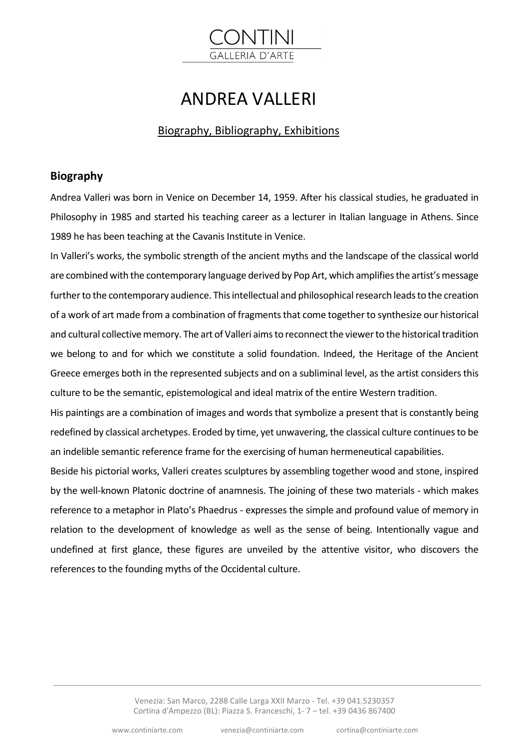# ANDREA VALLERI

Biography, Bibliography, Exhibitions

## Biography

Andrea Valleri was born in Venice on December 14, 1959. After his classical studies, he graduated in Philosophy in 1985 and started his teaching career as a lecturer in Italian language in Athens. Since 1989 he has been teaching at the Cavanis Institute in Venice.

In Valleri's works, the symbolic strength of the ancient myths and the landscape of the classical world are combined with the contemporary language derived by Pop Art, which amplifies the artist's message further to the contemporary audience. This intellectual and philosophical research leads to the creation of a work of art made from a combination of fragments that come together to synthesize our historical and cultural collective memory. The art of Valleri aims to reconnect the viewer to the historical tradition we belong to and for which we constitute a solid foundation. Indeed, the Heritage of the Ancient Greece emerges both in the represented subjects and on a subliminal level, as the artist considers this culture to be the semantic, epistemological and ideal matrix of the entire Western tradition.

His paintings are a combination of images and words that symbolize a present that is constantly being redefined by classical archetypes. Eroded by time, yet unwavering, the classical culture continues to be an indelible semantic reference frame for the exercising of human hermeneutical capabilities.

Beside his pictorial works, Valleri creates sculptures by assembling together wood and stone, inspired by the well-known Platonic doctrine of anamnesis. The joining of these two materials - which makes reference to a metaphor in Plato's Phaedrus - expresses the simple and profound value of memory in relation to the development of knowledge as well as the sense of being. Intentionally vague and undefined at first glance, these figures are unveiled by the attentive visitor, who discovers the references to the founding myths of the Occidental culture.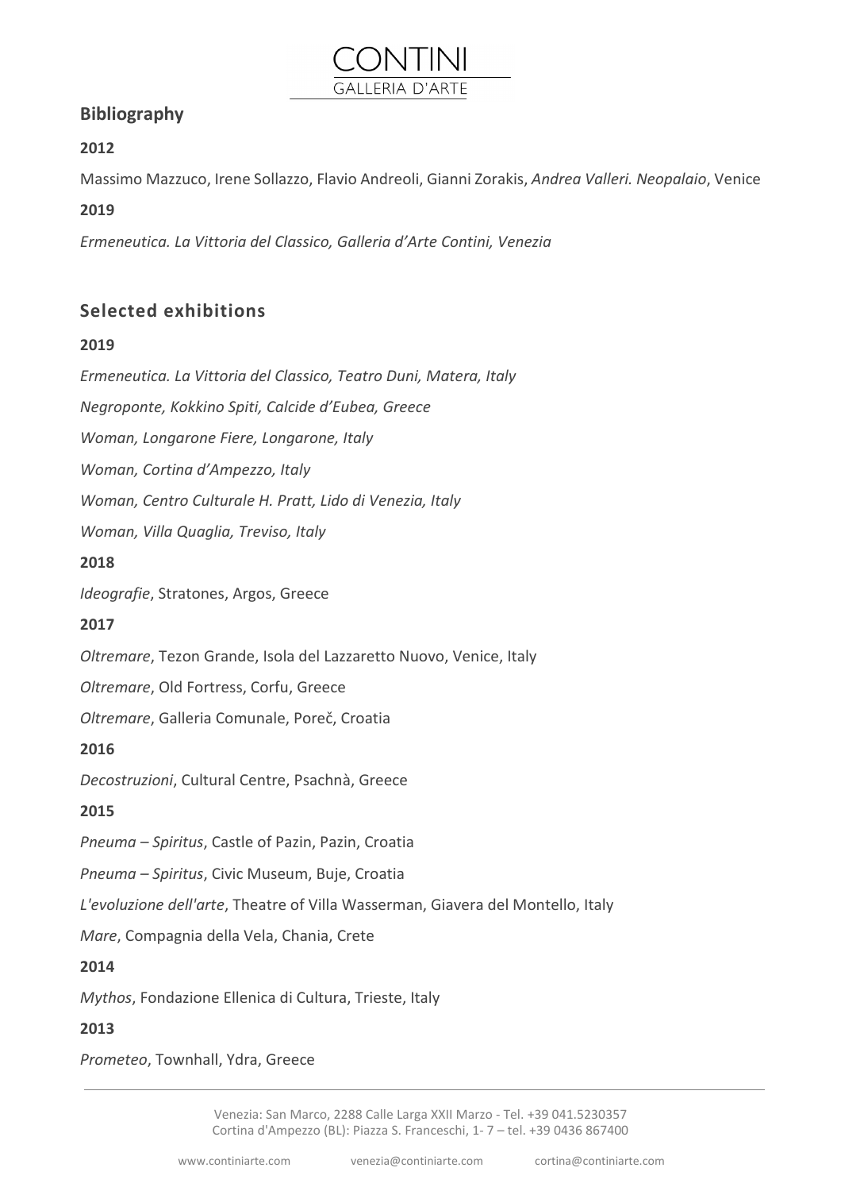## Bibliography

**2012**

Massimo Mazzuco, Irene Sollazzo, Flavio Andreoli, Gianni Zorakis, *Andrea Valleri. Neopalaio*, Venice

**2019**

*Ermeneutica. La Vittoria del Classico, Galleria d'Arte Contini, Venezia*

## Selected exhibitions

**2019**

*Ermeneutica. La Vittoria del Classico, Teatro Duni, Matera, Italy*

*Negroponte, Kokkino Spiti, Calcide d'Eubea, Greece*

*Woman, Longarone Fiere, Longarone, Italy*

*Woman, Cortina d'Ampezzo, Italy*

*Woman, Centro Culturale H. Pratt, Lido di Venezia, Italy*

*Woman, Villa Quaglia, Treviso, Italy*

**2018**

*Ideografie*, Stratones, Argos, Greece

**2017**

*Oltremare*, Tezon Grande, Isola del Lazzaretto Nuovo, Venice, Italy

*Oltremare*, Old Fortress, Corfu, Greece

*Oltremare*, Galleria Comunale, Poreč, Croatia

**2016**

*Decostruzioni*, Cultural Centre, Psachnà, Greece

**2015**

*Pneuma – Spiritus*, Castle of Pazin, Pazin, Croatia

*Pneuma – Spiritus*, Civic Museum, Buje, Croatia

*L'evoluzione dell'arte*, Theatre of Villa Wasserman, Giavera del Montello, Italy

*Mare*, Compagnia della Vela, Chania, Crete

**2014**

*Mythos*, Fondazione Ellenica di Cultura, Trieste, Italy

**2013**

*Prometeo*, Townhall, Ydra, Greece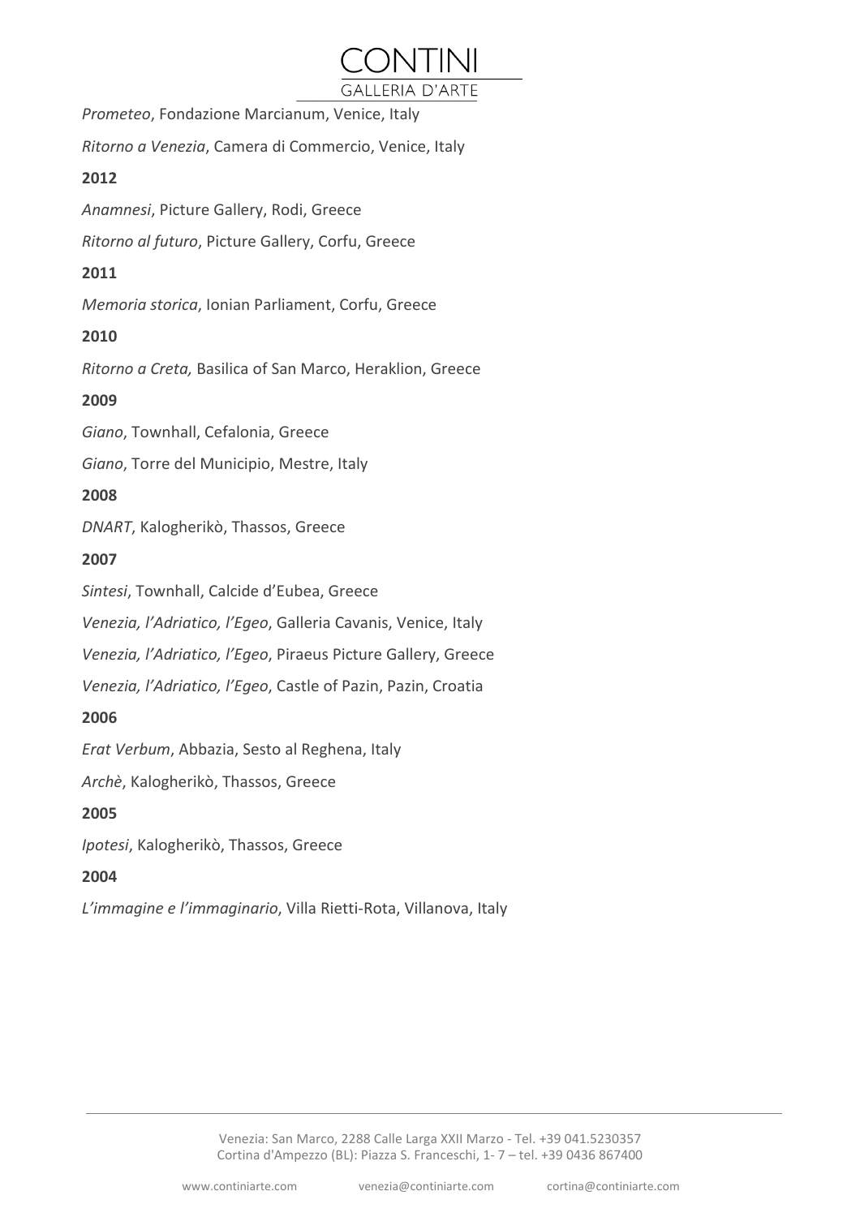*Prometeo*, Fondazione Marcianum, Venice, Italy

*Ritorno a Venezia*, Camera di Commercio, Venice, Italy

**2012**

*Anamnesi*, Picture Gallery, Rodi, Greece

*Ritorno al futuro*, Picture Gallery, Corfu, Greece

**2011**

*Memoria storica*, Ionian Parliament, Corfu, Greece

**2010**

*Ritorno a Creta,* Basilica of San Marco, Heraklion, Greece

**2009**

*Giano*, Townhall, Cefalonia, Greece

*Giano*, Torre del Municipio, Mestre, Italy

**2008**

*DNART*, Kalogherikò, Thassos, Greece

**2007**

*Sintesi*, Townhall, Calcide d'Eubea, Greece

*Venezia, l'Adriatico, l'Egeo*, Galleria Cavanis, Venice, Italy

*Venezia, l'Adriatico, l'Egeo*, Piraeus Picture Gallery, Greece

*Venezia, l'Adriatico, l'Egeo*, Castle of Pazin, Pazin, Croatia

**2006**

*Erat Verbum*, Abbazia, Sesto al Reghena, Italy

*Archè*, Kalogherikò, Thassos, Greece

**2005**

*Ipotesi*, Kalogherikò, Thassos, Greece

**2004**

*L'immagine e l'immaginario*, Villa Rietti-Rota, Villanova, Italy